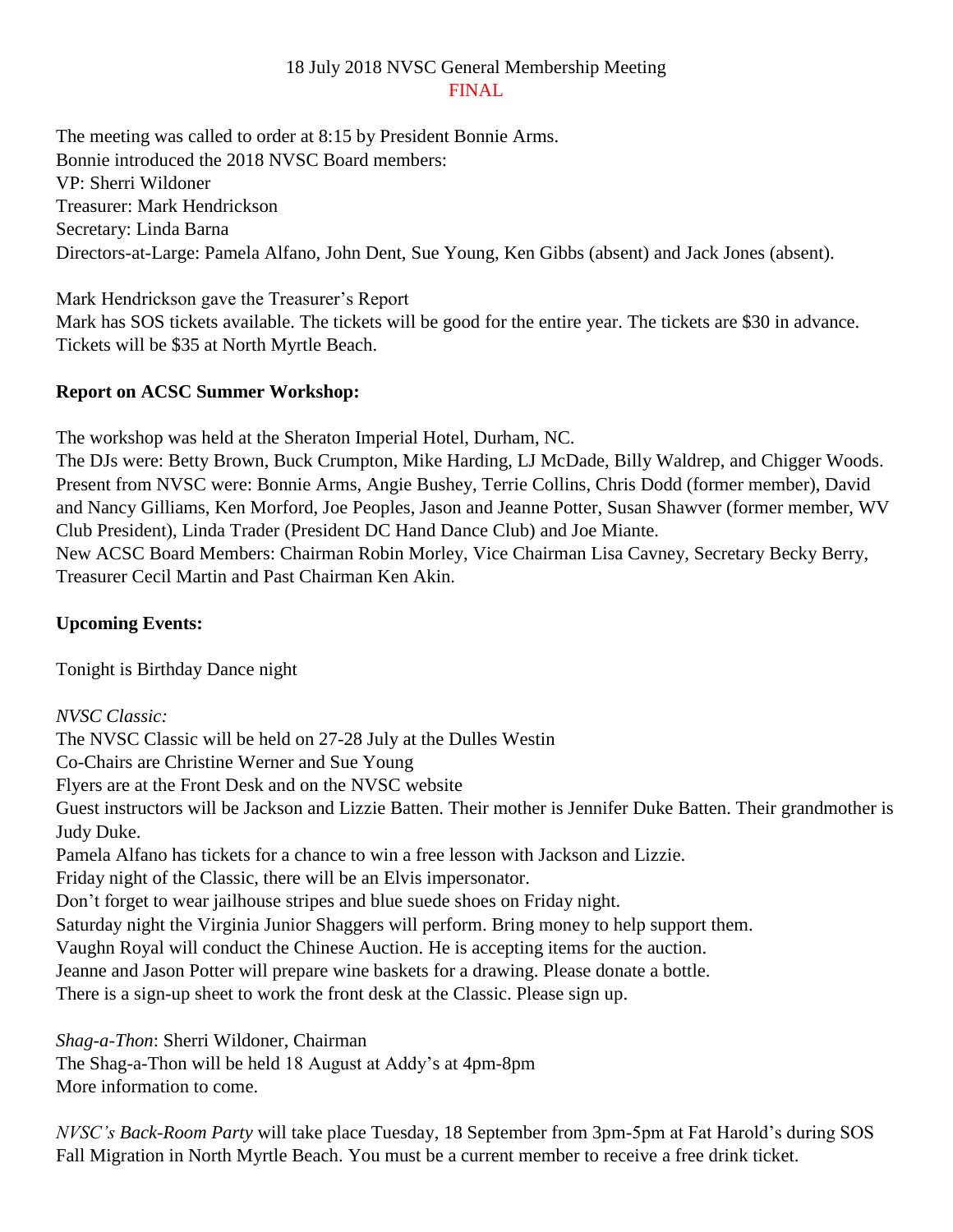18 July 2018 NVSC General Membership Meeting
FINAL

The meeting was called to order at 8:15 by President Bonnie Arms.
Bonnie introduced the 2018 NVSC Board members:
VP: Sherri Wildoner
Treasurer: Mark Hendrickson
Secretary: Linda Barna
Directors-at-Large: Pamela Alfano, John Dent, Sue Young, Ken Gibbs (absent) and Jack Jones (absent).

Mark Hendrickson gave the Treasurer's Report
Mark has SOS tickets available. The tickets will be good for the entire year. The tickets are $30 in advance. Tickets will be $35 at North Myrtle Beach.

**Report on ACSC Summer Workshop:**

The workshop was held at the Sheraton Imperial Hotel, Durham, NC.
The DJs were: Betty Brown, Buck Crumpton, Mike Harding, LJ McDade, Billy Waldrep, and Chigger Woods.
Present from NVSC were: Bonnie Arms, Angie Bushey, Terrie Collins, Chris Dodd (former member), David and Nancy Gilliams, Ken Morford, Joe Peoples, Jason and Jeanne Potter, Susan Shawver (former member, WV Club President), Linda Trader (President DC Hand Dance Club) and Joe Miante.
New ACSC Board Members: Chairman Robin Morley, Vice Chairman Lisa Cavney, Secretary Becky Berry, Treasurer Cecil Martin and Past Chairman Ken Akin.

**Upcoming Events:**

Tonight is Birthday Dance night

*NVSC Classic:*
The NVSC Classic will be held on 27-28 July at the Dulles Westin
Co-Chairs are Christine Werner and Sue Young
Flyers are at the Front Desk and on the NVSC website
Guest instructors will be Jackson and Lizzie Batten. Their mother is Jennifer Duke Batten. Their grandmother is Judy Duke.
Pamela Alfano has tickets for a chance to win a free lesson with Jackson and Lizzie.
Friday night of the Classic, there will be an Elvis impersonator.
Don't forget to wear jailhouse stripes and blue suede shoes on Friday night.
Saturday night the Virginia Junior Shaggers will perform. Bring money to help support them.
Vaughn Royal will conduct the Chinese Auction. He is accepting items for the auction.
Jeanne and Jason Potter will prepare wine baskets for a drawing. Please donate a bottle.
There is a sign-up sheet to work the front desk at the Classic. Please sign up.

*Shag-a-Thon*: Sherri Wildoner, Chairman
The Shag-a-Thon will be held 18 August at Addy's at 4pm-8pm
More information to come.

*NVSC's Back-Room Party* will take place Tuesday, 18 September from 3pm-5pm at Fat Harold's during SOS Fall Migration in North Myrtle Beach. You must be a current member to receive a free drink ticket.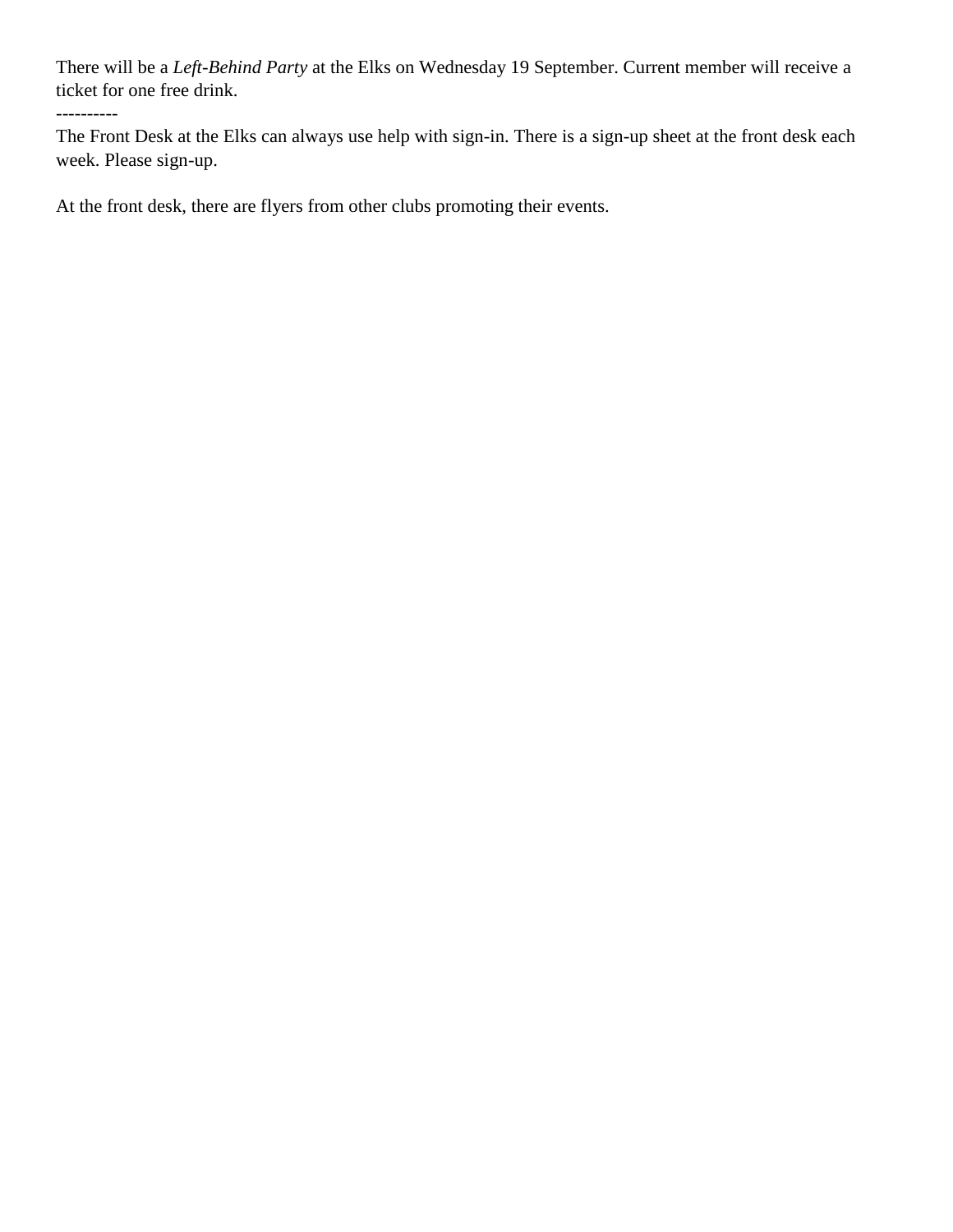There will be a *Left-Behind Party* at the Elks on Wednesday 19 September. Current member will receive a ticket for one free drink.

----------

The Front Desk at the Elks can always use help with sign-in. There is a sign-up sheet at the front desk each week. Please sign-up.

At the front desk, there are flyers from other clubs promoting their events.